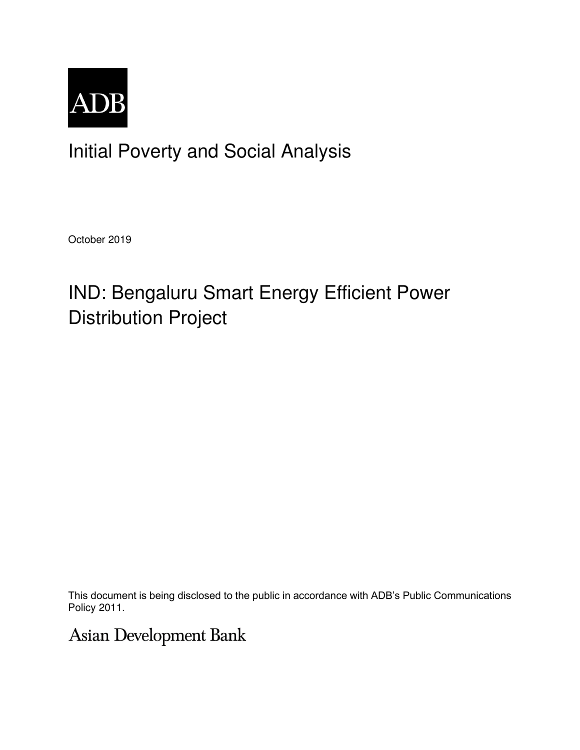ADB

# Initial Poverty and Social Analysis

October 2019

# IND: Bengaluru Smart Energy Efficient Power Distribution Project

This document is being disclosed to the public in accordance with ADB's Public Communications Policy 2011.

Asian Development Bank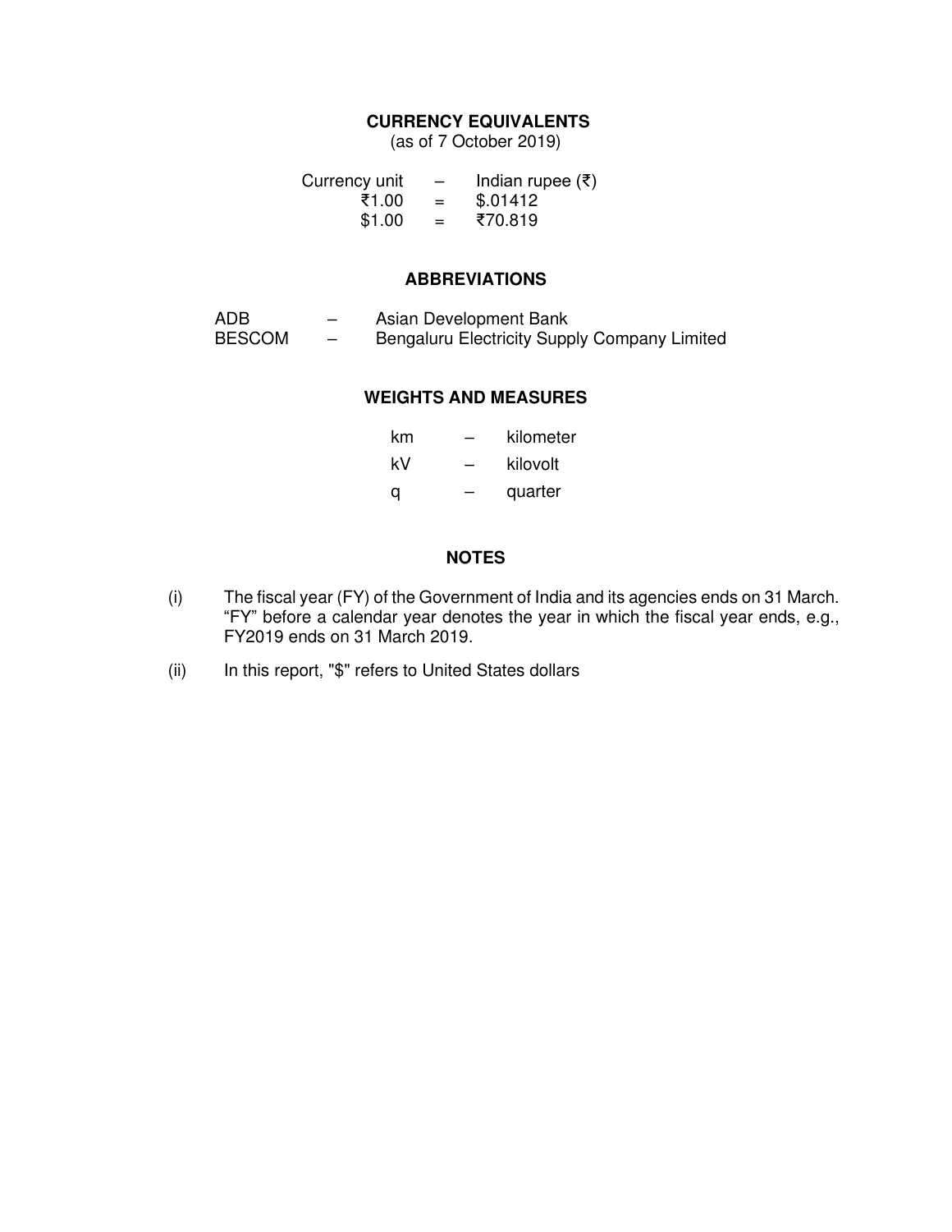## CURRENCY EQUIVALENTS

(as of 7 October 2019)

| Currency unit | – | Indian rupee (₹) |
|---|---|---|
| ₹1.00 | = | $.01412 |
| $1.00 | = | ₹70.819 |

## ABBREVIATIONS

| | | |
|---|---|---|
| ADB | – | Asian Development Bank |
| BESCOM | – | Bengaluru Electricity Supply Company Limited |

## WEIGHTS AND MEASURES

| | | |
|---|---|---|
| km | – | kilometer |
| kV | – | kilovolt |
| q | – | quarter |

## NOTES

(i) The fiscal year (FY) of the Government of India and its agencies ends on 31 March. "FY" before a calendar year denotes the year in which the fiscal year ends, e.g., FY2019 ends on 31 March 2019.

(ii) In this report, "$" refers to United States dollars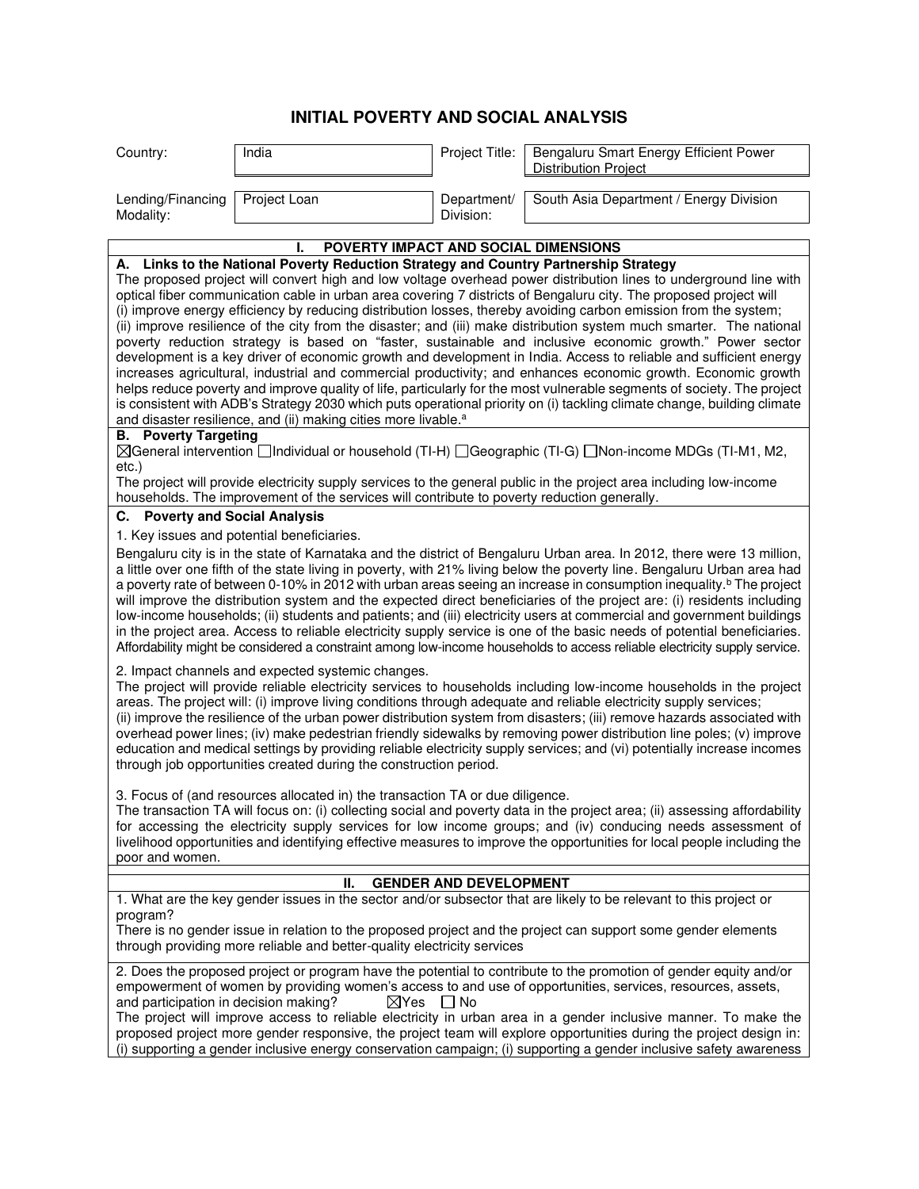# INITIAL POVERTY AND SOCIAL ANALYSIS

| Country: | India | Project Title: | Bengaluru Smart Energy Efficient Power Distribution Project |
|---|---|---|---|
| Lending/Financing Modality: | Project Loan | Department/ Division: | South Asia Department / Energy Division |

## I. POVERTY IMPACT AND SOCIAL DIMENSIONS

### A. Links to the National Poverty Reduction Strategy and Country Partnership Strategy

The proposed project will convert high and low voltage overhead power distribution lines to underground line with optical fiber communication cable in urban area covering 7 districts of Bengaluru city. The proposed project will (i) improve energy efficiency by reducing distribution losses, thereby avoiding carbon emission from the system; (ii) improve resilience of the city from the disaster; and (iii) make distribution system much smarter. The national poverty reduction strategy is based on "faster, sustainable and inclusive economic growth." Power sector development is a key driver of economic growth and development in India. Access to reliable and sufficient energy increases agricultural, industrial and commercial productivity; and enhances economic growth. Economic growth helps reduce poverty and improve quality of life, particularly for the most vulnerable segments of society. The project is consistent with ADB's Strategy 2030 which puts operational priority on (i) tackling climate change, building climate and disaster resilience, and (ii) making cities more livable.[a]

### B. Poverty Targeting

☒General intervention ☐Individual or household (TI-H) ☐Geographic (TI-G) ☐Non-income MDGs (TI-M1, M2, etc.)

The project will provide electricity supply services to the general public in the project area including low-income households. The improvement of the services will contribute to poverty reduction generally.

### C. Poverty and Social Analysis

1. Key issues and potential beneficiaries.

Bengaluru city is in the state of Karnataka and the district of Bengaluru Urban area. In 2012, there were 13 million, a little over one fifth of the state living in poverty, with 21% living below the poverty line. Bengaluru Urban area had a poverty rate of between 0-10% in 2012 with urban areas seeing an increase in consumption inequality.[b] The project will improve the distribution system and the expected direct beneficiaries of the project are: (i) residents including low-income households; (ii) students and patients; and (iii) electricity users at commercial and government buildings in the project area. Access to reliable electricity supply service is one of the basic needs of potential beneficiaries. Affordability might be considered a constraint among low-income households to access reliable electricity supply service.

2. Impact channels and expected systemic changes.

The project will provide reliable electricity services to households including low-income households in the project areas. The project will: (i) improve living conditions through adequate and reliable electricity supply services; (ii) improve the resilience of the urban power distribution system from disasters; (iii) remove hazards associated with overhead power lines; (iv) make pedestrian friendly sidewalks by removing power distribution line poles; (v) improve education and medical settings by providing reliable electricity supply services; and (vi) potentially increase incomes through job opportunities created during the construction period.

3. Focus of (and resources allocated in) the transaction TA or due diligence.

The transaction TA will focus on: (i) collecting social and poverty data in the project area; (ii) assessing affordability for accessing the electricity supply services for low income groups; and (iv) conducing needs assessment of livelihood opportunities and identifying effective measures to improve the opportunities for local people including the poor and women.

## II. GENDER AND DEVELOPMENT

1. What are the key gender issues in the sector and/or subsector that are likely to be relevant to this project or program?

There is no gender issue in relation to the proposed project and the project can support some gender elements through providing more reliable and better-quality electricity services

2. Does the proposed project or program have the potential to contribute to the promotion of gender equity and/or empowerment of women by providing women's access to and use of opportunities, services, resources, assets, and participation in decision making? ☒Yes ☐No

The project will improve access to reliable electricity in urban area in a gender inclusive manner. To make the proposed project more gender responsive, the project team will explore opportunities during the project design in: (i) supporting a gender inclusive energy conservation campaign; (i) supporting a gender inclusive safety awareness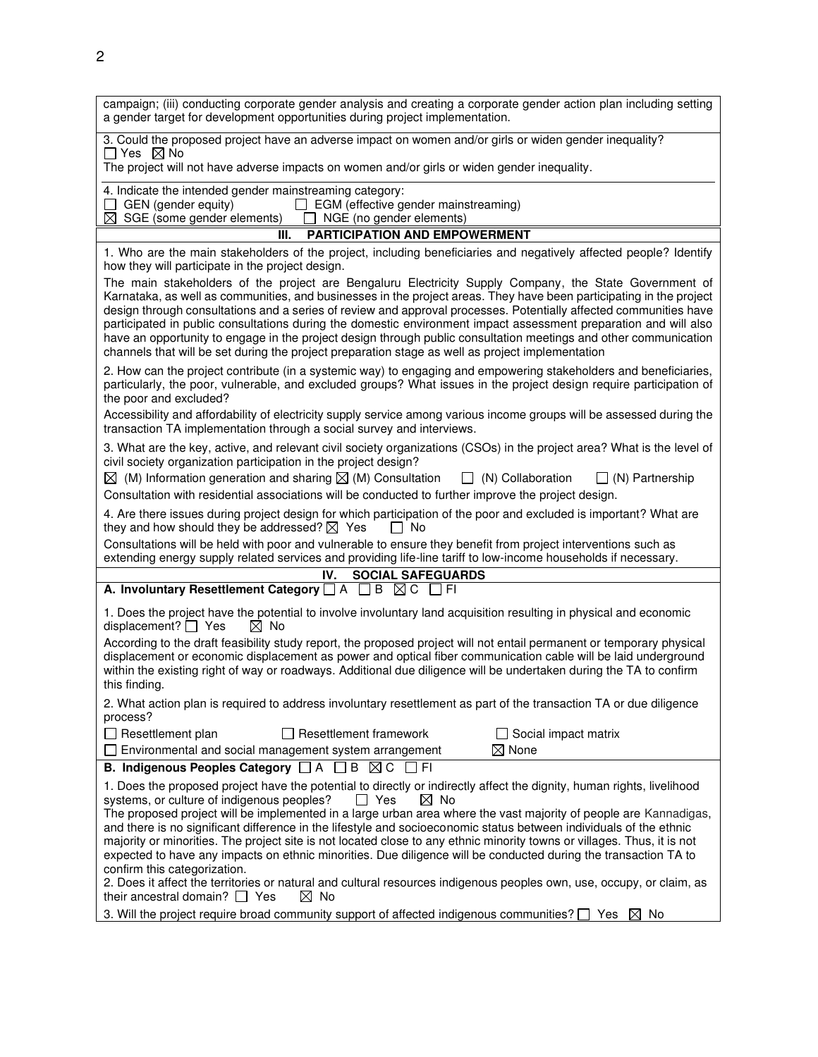campaign; (iii) conducting corporate gender analysis and creating a corporate gender action plan including setting a gender target for development opportunities during project implementation.

3. Could the proposed project have an adverse impact on women and/or girls or widen gender inequality?
☐ Yes ☒ No
The project will not have adverse impacts on women and/or girls or widen gender inequality.

4. Indicate the intended gender mainstreaming category:
☐ GEN (gender equity) ☐ EGM (effective gender mainstreaming)
☒ SGE (some gender elements) ☐ NGE (no gender elements)

## III. PARTICIPATION AND EMPOWERMENT

1. Who are the main stakeholders of the project, including beneficiaries and negatively affected people? Identify how they will participate in the project design.

The main stakeholders of the project are Bengaluru Electricity Supply Company, the State Government of Karnataka, as well as communities, and businesses in the project areas. They have been participating in the project design through consultations and a series of review and approval processes. Potentially affected communities have participated in public consultations during the domestic environment impact assessment preparation and will also have an opportunity to engage in the project design through public consultation meetings and other communication channels that will be set during the project preparation stage as well as project implementation

2. How can the project contribute (in a systemic way) to engaging and empowering stakeholders and beneficiaries, particularly, the poor, vulnerable, and excluded groups? What issues in the project design require participation of the poor and excluded?

Accessibility and affordability of electricity supply service among various income groups will be assessed during the transaction TA implementation through a social survey and interviews.

3. What are the key, active, and relevant civil society organizations (CSOs) in the project area? What is the level of civil society organization participation in the project design?

☒ (M) Information generation and sharing ☒ (M) Consultation ☐ (N) Collaboration ☐ (N) Partnership

Consultation with residential associations will be conducted to further improve the project design.

4. Are there issues during project design for which participation of the poor and excluded is important? What are they and how should they be addressed? ☒ Yes ☐ No

Consultations will be held with poor and vulnerable to ensure they benefit from project interventions such as extending energy supply related services and providing life-line tariff to low-income households if necessary.

## IV. SOCIAL SAFEGUARDS

**A. Involuntary Resettlement Category** ☐ A ☐ B ☒ C ☐ FI

1. Does the project have the potential to involve involuntary land acquisition resulting in physical and economic displacement? ☐ Yes ☒ No

According to the draft feasibility study report, the proposed project will not entail permanent or temporary physical displacement or economic displacement as power and optical fiber communication cable will be laid underground within the existing right of way or roadways. Additional due diligence will be undertaken during the TA to confirm this finding.

2. What action plan is required to address involuntary resettlement as part of the transaction TA or due diligence process?

☐ Resettlement plan ☐ Resettlement framework ☐ Social impact matrix
☐ Environmental and social management system arrangement ☒ None

**B. Indigenous Peoples Category** ☐ A ☐ B ☒ C ☐ FI

1. Does the proposed project have the potential to directly or indirectly affect the dignity, human rights, livelihood systems, or culture of indigenous peoples? ☐ Yes ☒ No

The proposed project will be implemented in a large urban area where the vast majority of people are Kannadigas, and there is no significant difference in the lifestyle and socioeconomic status between individuals of the ethnic majority or minorities. The project site is not located close to any ethnic minority towns or villages. Thus, it is not expected to have any impacts on ethnic minorities. Due diligence will be conducted during the transaction TA to confirm this categorization.

2. Does it affect the territories or natural and cultural resources indigenous peoples own, use, occupy, or claim, as their ancestral domain? ☐ Yes ☒ No

3. Will the project require broad community support of affected indigenous communities? ☐ Yes ☒ No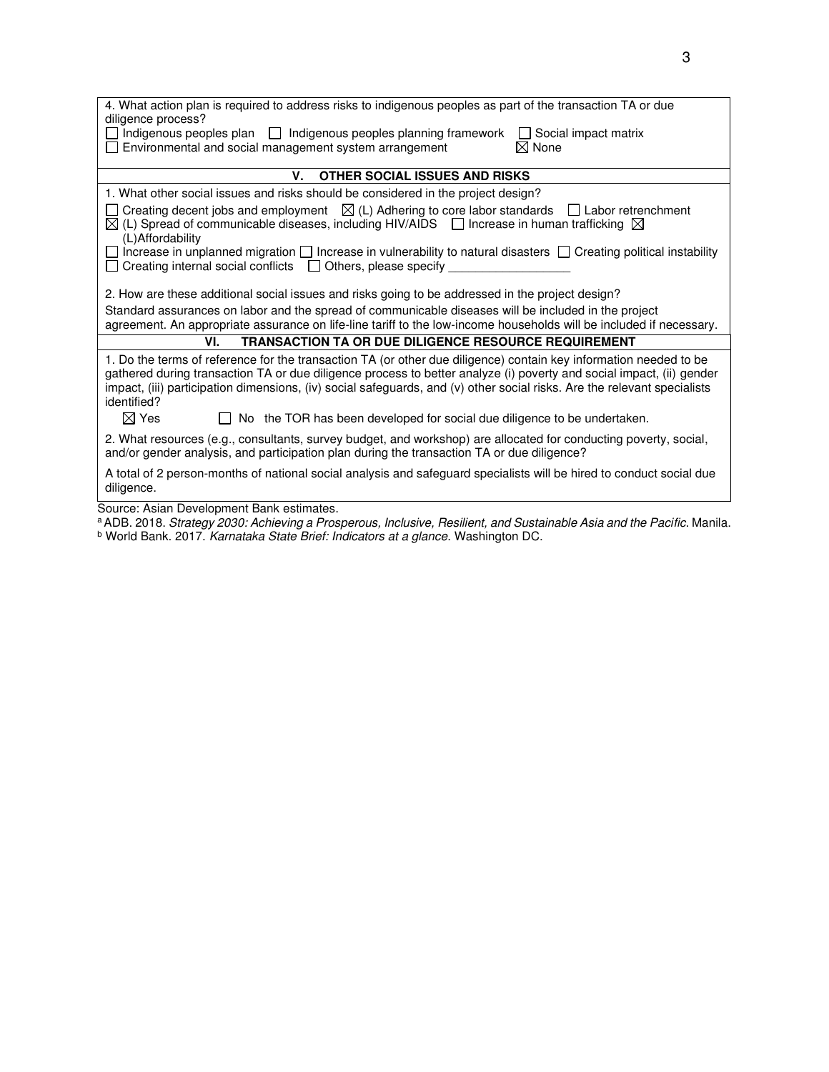4. What action plan is required to address risks to indigenous peoples as part of the transaction TA or due diligence process?

☐ Indigenous peoples plan ☐ Indigenous peoples planning framework ☐ Social impact matrix
☐ Environmental and social management system arrangement ☒ None

## V. OTHER SOCIAL ISSUES AND RISKS

1. What other social issues and risks should be considered in the project design?

☐ Creating decent jobs and employment ☒ (L) Adhering to core labor standards ☐ Labor retrenchment
☒ (L) Spread of communicable diseases, including HIV/AIDS ☐ Increase in human trafficking ☒ (L)Affordability
☐ Increase in unplanned migration ☐ Increase in vulnerability to natural disasters ☐ Creating political instability
☐ Creating internal social conflicts ☐ Others, please specify ___________________

2. How are these additional social issues and risks going to be addressed in the project design?

Standard assurances on labor and the spread of communicable diseases will be included in the project agreement. An appropriate assurance on life-line tariff to the low-income households will be included if necessary.

## VI. TRANSACTION TA OR DUE DILIGENCE RESOURCE REQUIREMENT

1. Do the terms of reference for the transaction TA (or other due diligence) contain key information needed to be gathered during transaction TA or due diligence process to better analyze (i) poverty and social impact, (ii) gender impact, (iii) participation dimensions, (iv) social safeguards, and (v) other social risks. Are the relevant specialists identified?

☒ Yes ☐ No the TOR has been developed for social due diligence to be undertaken.

2. What resources (e.g., consultants, survey budget, and workshop) are allocated for conducting poverty, social, and/or gender analysis, and participation plan during the transaction TA or due diligence?

A total of 2 person-months of national social analysis and safeguard specialists will be hired to conduct social due diligence.

Source: Asian Development Bank estimates.

[a] ADB. 2018. *Strategy 2030: Achieving a Prosperous, Inclusive, Resilient, and Sustainable Asia and the Pacific.* Manila.

[b] World Bank. 2017. *Karnataka State Brief: Indicators at a glance.* Washington DC.